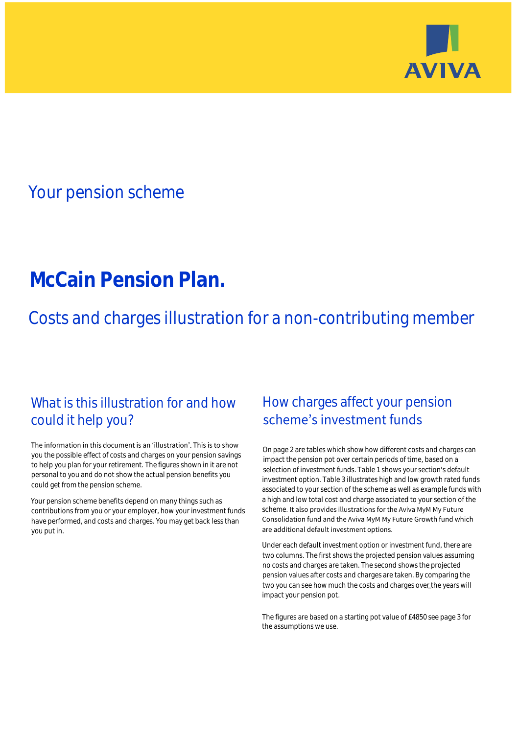AVIVA

## Your pension scheme

# McCain Pension Plan.

## Costs and charges illustration for a non-contributing member

### What is this illustration for and how could it help you?

The information in this document is an 'illustration'. This is to show you the possible effect of costs and charges on your pension savings to help you plan for your retirement. The figures shown in it are not personal to you and do not show the actual pension benefits you could get from the pension scheme.

Your pension scheme benefits depend on many things such as contributions from you or your employer, how your investment funds have performed, and costs and charges. You may get back less than you put in.

### How charges affect your pension scheme's investment funds

On page 2 are tables which show how different costs and charges can impact the pension pot over certain periods of time, based on a selection of investment funds. Table 1 shows your section's default investment option. Table 3 illustrates high and low growth rated funds associated to your section of the scheme as well as example funds with a high and low total cost and charge associated to your section of the scheme. It also provides illustrations for the Aviva MyM My Future Consolidation fund and the Aviva MyM My Future Growth fund which are additional default investment options.

Under each default investment option or investment fund, there are two columns. The first shows the projected pension values assuming no costs and charges are taken. The second shows the projected pension values after costs and charges are taken. By comparing the two you can see how much the costs and charges over the years will impact your pension pot.

The figures are based on a starting pot value of £4850 see page 3 for the assumptions we use.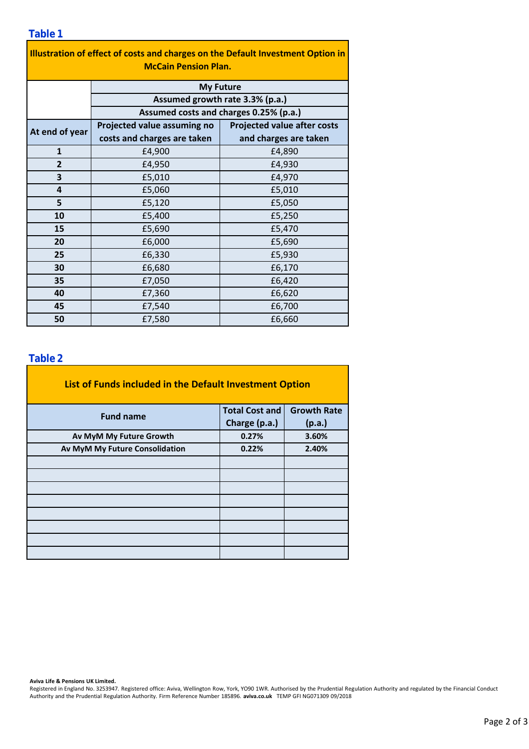## Table 1

| Illustration of effect of costs and charges on the Default Investment Option in McCain Pension Plan. | | |
|---|---|---|
| | My Future | |
| | Assumed growth rate 3.3% (p.a.) | |
| | Assumed costs and charges 0.25% (p.a.) | |
| At end of year | Projected value assuming no costs and charges are taken | Projected value after costs and charges are taken |
| 1 | £4,900 | £4,890 |
| 2 | £4,950 | £4,930 |
| 3 | £5,010 | £4,970 |
| 4 | £5,060 | £5,010 |
| 5 | £5,120 | £5,050 |
| 10 | £5,400 | £5,250 |
| 15 | £5,690 | £5,470 |
| 20 | £6,000 | £5,690 |
| 25 | £6,330 | £5,930 |
| 30 | £6,680 | £6,170 |
| 35 | £7,050 | £6,420 |
| 40 | £7,360 | £6,620 |
| 45 | £7,540 | £6,700 |
| 50 | £7,580 | £6,660 |

## Table 2

| List of Funds included in the Default Investment Option | | |
|---|---|---|
| Fund name | Total Cost and Charge (p.a.) | Growth Rate (p.a.) |
| Av MyM My Future Growth | 0.27% | 3.60% |
| Av MyM My Future Consolidation | 0.22% | 2.40% |
| | | |
| | | |
| | | |
| | | |
| | | |
| | | |
| | | |
| | | |

**Aviva Life & Pensions UK Limited.**
Registered in England No. 3253947. Registered office: Aviva, Wellington Row, York, YO90 1WR. Authorised by the Prudential Regulation Authority and regulated by the Financial Conduct Authority and the Prudential Regulation Authority. Firm Reference Number 185896. **aviva.co.uk** TEMP GFI NG071309 09/2018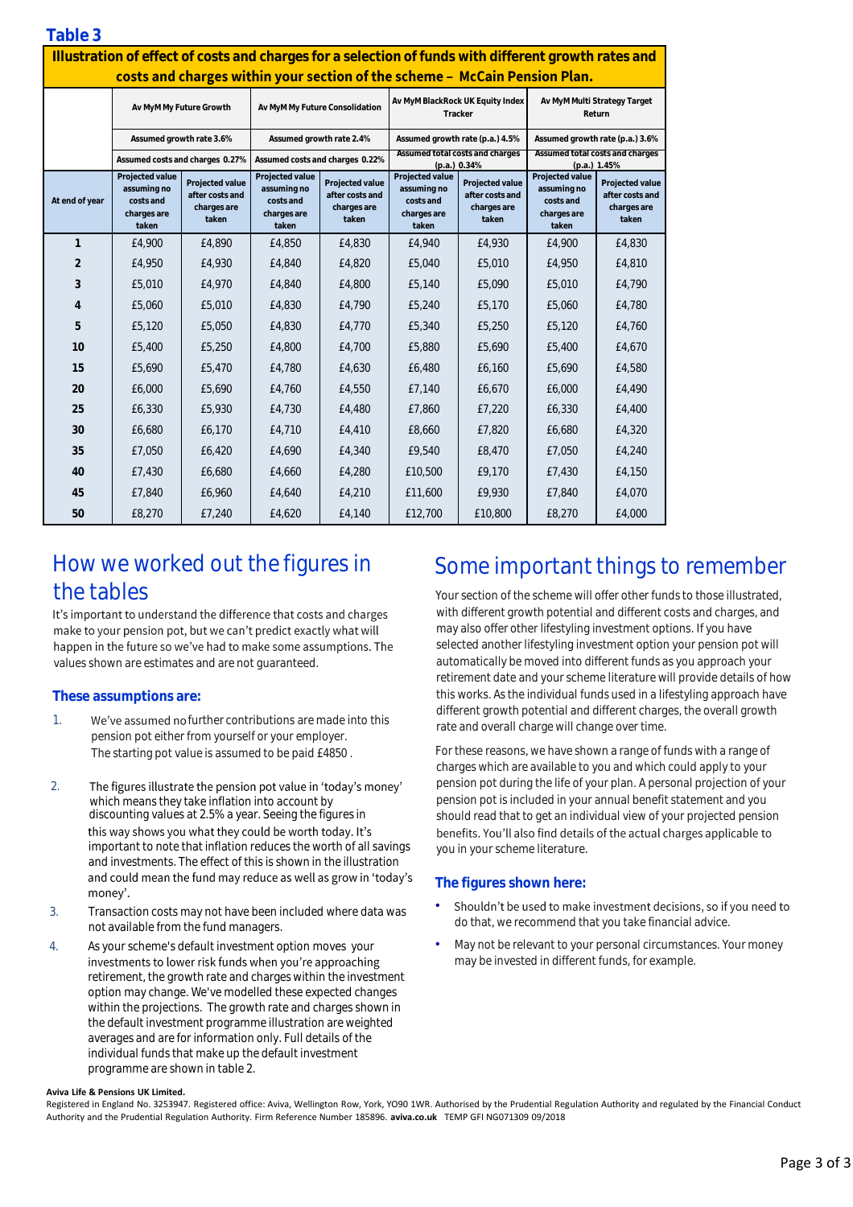## Table 3

**Illustration of effect of costs and charges for a selection of funds with different growth rates and costs and charges within your section of the scheme – McCain Pension Plan.**

| | Av MyM My Future Growth | | Av MyM My Future Consolidation | | Av MyM BlackRock UK Equity Index Tracker | | Av MyM Multi Strategy Target Return | |
|---|---|---|---|---|---|---|---|---|
| | Assumed growth rate 3.6% | | Assumed growth rate 2.4% | | Assumed growth rate (p.a.) 4.5% | | Assumed growth rate (p.a.) 3.6% | |
| | Assumed costs and charges 0.27% | | Assumed costs and charges 0.22% | | Assumed total costs and charges (p.a.) 0.34% | | Assumed total costs and charges (p.a.) 1.45% | |
| At end of year | Projected value assuming no costs and charges are taken | Projected value after costs and charges are taken | Projected value assuming no costs and charges are taken | Projected value after costs and charges are taken | Projected value assuming no costs and charges are taken | Projected value after costs and charges are taken | Projected value assuming no costs and charges are taken | Projected value after costs and charges are taken |
| 1 | £4,900 | £4,890 | £4,850 | £4,830 | £4,940 | £4,930 | £4,900 | £4,830 |
| 2 | £4,950 | £4,930 | £4,840 | £4,820 | £5,040 | £5,010 | £4,950 | £4,810 |
| 3 | £5,010 | £4,970 | £4,840 | £4,800 | £5,140 | £5,090 | £5,010 | £4,790 |
| 4 | £5,060 | £5,010 | £4,830 | £4,790 | £5,240 | £5,170 | £5,060 | £4,780 |
| 5 | £5,120 | £5,050 | £4,830 | £4,770 | £5,340 | £5,250 | £5,120 | £4,760 |
| 10 | £5,400 | £5,250 | £4,800 | £4,700 | £5,880 | £5,690 | £5,400 | £4,670 |
| 15 | £5,690 | £5,470 | £4,780 | £4,630 | £6,480 | £6,160 | £5,690 | £4,580 |
| 20 | £6,000 | £5,690 | £4,760 | £4,550 | £7,140 | £6,670 | £6,000 | £4,490 |
| 25 | £6,330 | £5,930 | £4,730 | £4,480 | £7,860 | £7,220 | £6,330 | £4,400 |
| 30 | £6,680 | £6,170 | £4,710 | £4,410 | £8,660 | £7,820 | £6,680 | £4,320 |
| 35 | £7,050 | £6,420 | £4,690 | £4,340 | £9,540 | £8,470 | £7,050 | £4,240 |
| 40 | £7,430 | £6,680 | £4,660 | £4,280 | £10,500 | £9,170 | £7,430 | £4,150 |
| 45 | £7,840 | £6,960 | £4,640 | £4,210 | £11,600 | £9,930 | £7,840 | £4,070 |
| 50 | £8,270 | £7,240 | £4,620 | £4,140 | £12,700 | £10,800 | £8,270 | £4,000 |

# How we worked out the figures in the tables

It's important to understand the difference that costs and charges make to your pension pot, but we can't predict exactly what will happen in the future so we've had to make some assumptions. The values shown are estimates and are not guaranteed.

### These assumptions are:

1. We've assumed no further contributions are made into this pension pot either from yourself or your employer. The starting pot value is assumed to be paid £4850 .
2. The figures illustrate the pension pot value in 'today's money' which means they take inflation into account by discounting values at 2.5% a year. Seeing the figures in this way shows you what they could be worth today. It's important to note that inflation reduces the worth of all savings and investments. The effect of this is shown in the illustration and could mean the fund may reduce as well as grow in 'today's money'.
3. Transaction costs may not have been included where data was not available from the fund managers.
4. As your scheme's default investment option moves your investments to lower risk funds when you're approaching retirement, the growth rate and charges within the investment option may change. We've modelled these expected changes within the projections. The growth rate and charges shown in the default investment programme illustration are weighted averages and are for information only. Full details of the individual funds that make up the default investment programme are shown in table 2.

# Some important things to remember

Your section of the scheme will offer other funds to those illustrated, with different growth potential and different costs and charges, and may also offer other lifestyling investment options. If you have selected another lifestyling investment option your pension pot will automatically be moved into different funds as you approach your retirement date and your scheme literature will provide details of how this works. As the individual funds used in a lifestyling approach have different growth potential and different charges, the overall growth rate and overall charge will change over time.

For these reasons, we have shown a range of funds with a range of charges which are available to you and which could apply to your pension pot during the life of your plan. A personal projection of your pension pot is included in your annual benefit statement and you should read that to get an individual view of your projected pension benefits. You'll also find details of the actual charges applicable to you in your scheme literature.

### The figures shown here:

- Shouldn't be used to make investment decisions, so if you need to do that, we recommend that you take financial advice.
- May not be relevant to your personal circumstances. Your money may be invested in different funds, for example.

**Aviva Life & Pensions UK Limited.**
Registered in England No. 3253947. Registered office: Aviva, Wellington Row, York, YO90 1WR. Authorised by the Prudential Regulation Authority and regulated by the Financial Conduct Authority and the Prudential Regulation Authority. Firm Reference Number 185896. **aviva.co.uk** TEMP GFI NG071309 09/2018